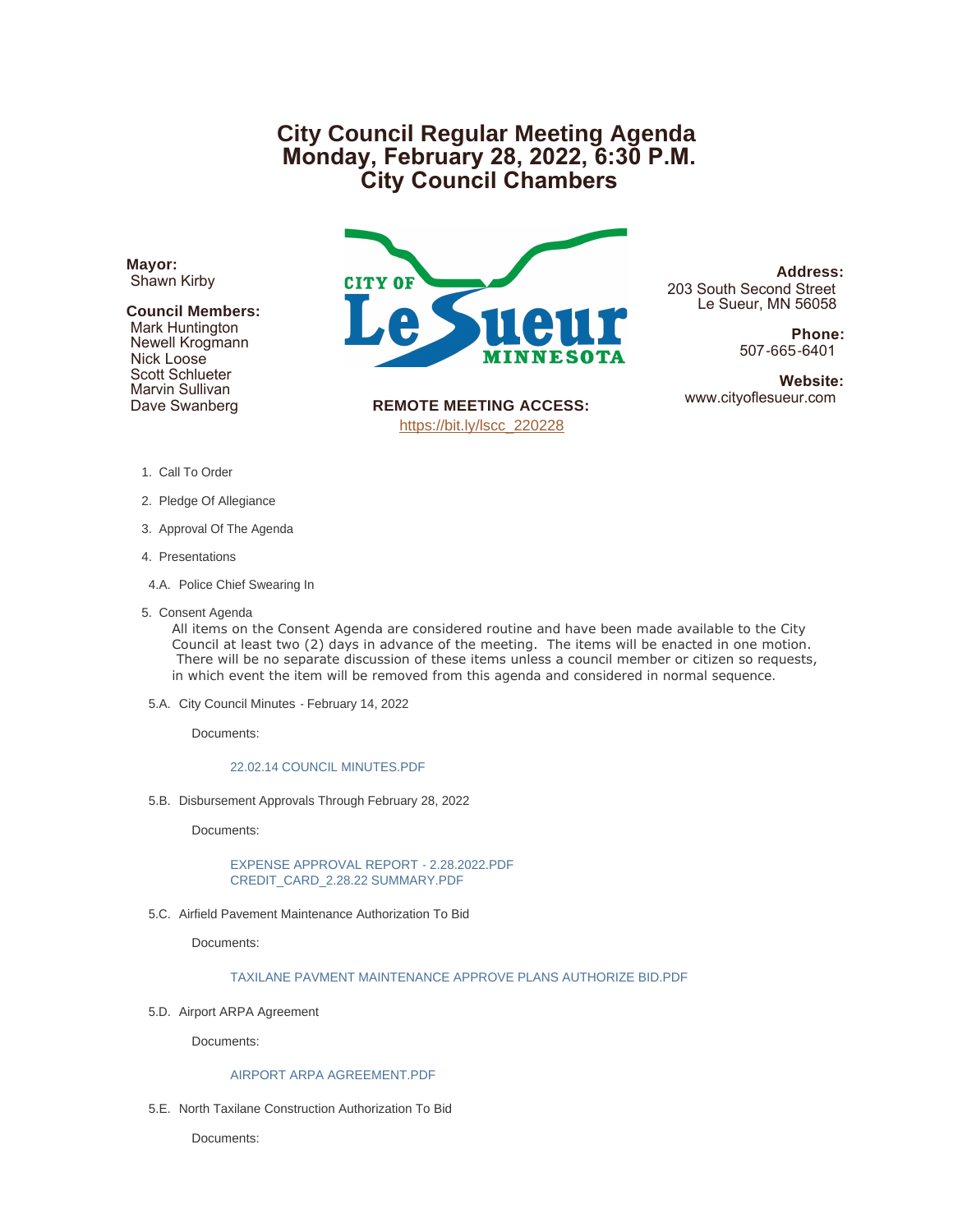# City Council Regular Meeting Agenda
# Monday, February 28, 2022, 6:30 P.M.
# City Council Chambers

**Mayor:**
Shawn Kirby

**Council Members:**
Mark Huntington
Newell Krogmann
Nick Loose
Scott Schlueter
Marvin Sullivan
Dave Swanberg

CITY OF Le Sueur MINNESOTA

**REMOTE MEETING ACCESS:**
https://bit.ly/lscc_220228

**Address:**
203 South Second Street
Le Sueur, MN 56058

**Phone:**
507-665-6401

**Website:**
www.cityoflesueur.com

1. Call To Order
2. Pledge Of Allegiance
3. Approval Of The Agenda
4. Presentations

4.A. Police Chief Swearing In

5. Consent Agenda

All items on the Consent Agenda are considered routine and have been made available to the City Council at least two (2) days in advance of the meeting. The items will be enacted in one motion. There will be no separate discussion of these items unless a council member or citizen so requests, in which event the item will be removed from this agenda and considered in normal sequence.

5.A. City Council Minutes - February 14, 2022

Documents:

22.02.14 COUNCIL MINUTES.PDF

5.B. Disbursement Approvals Through February 28, 2022

Documents:

EXPENSE APPROVAL REPORT - 2.28.2022.PDF
CREDIT_CARD_2.28.22 SUMMARY.PDF

5.C. Airfield Pavement Maintenance Authorization To Bid

Documents:

TAXILANE PAVMENT MAINTENANCE APPROVE PLANS AUTHORIZE BID.PDF

5.D. Airport ARPA Agreement

Documents:

AIRPORT ARPA AGREEMENT.PDF

5.E. North Taxilane Construction Authorization To Bid

Documents: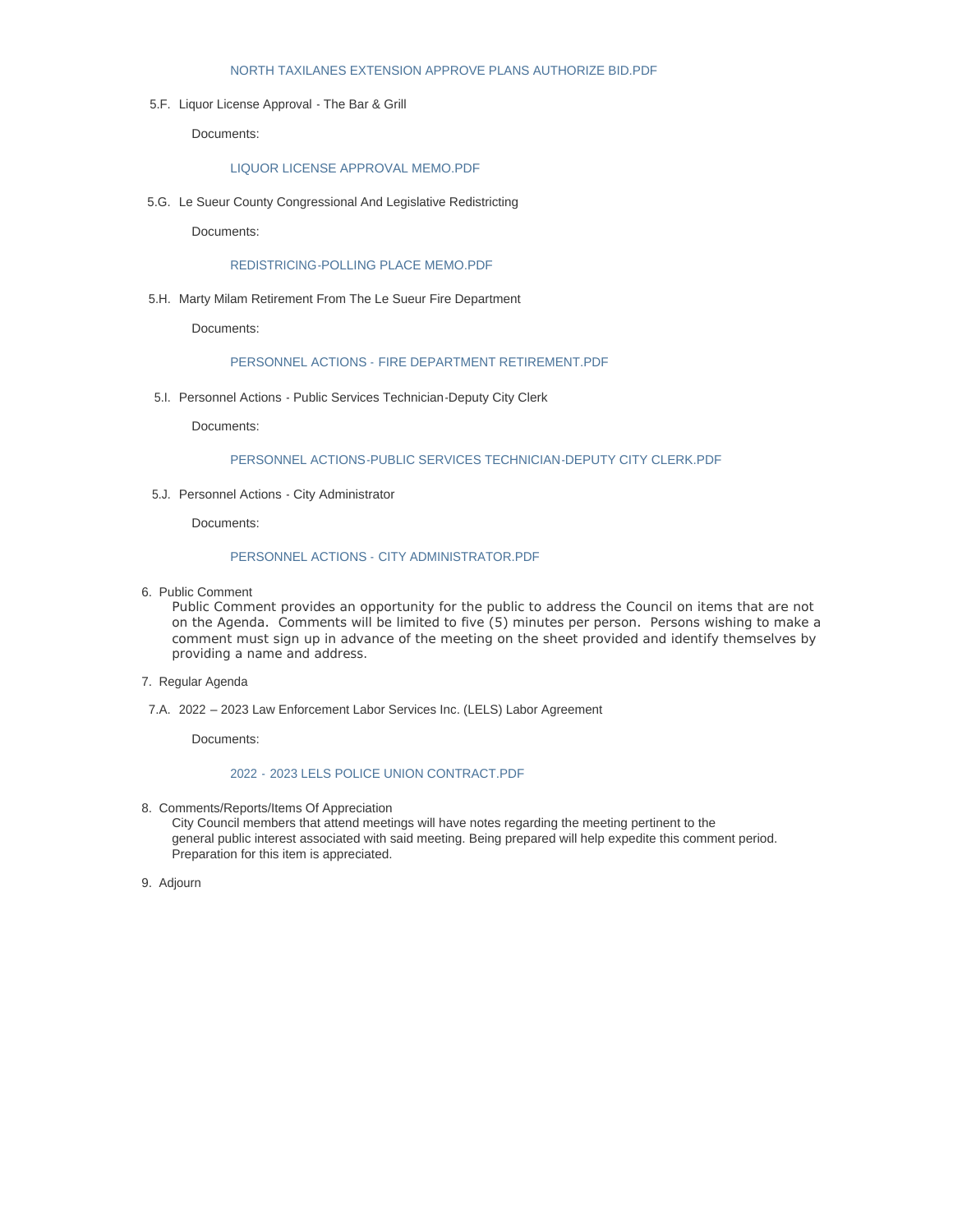NORTH TAXILANES EXTENSION APPROVE PLANS AUTHORIZE BID.PDF

5.F. Liquor License Approval - The Bar & Grill

Documents:

LIQUOR LICENSE APPROVAL MEMO.PDF

5.G. Le Sueur County Congressional And Legislative Redistricting

Documents:

REDISTRICING-POLLING PLACE MEMO.PDF

5.H. Marty Milam Retirement From The Le Sueur Fire Department

Documents:

PERSONNEL ACTIONS - FIRE DEPARTMENT RETIREMENT.PDF

5.I. Personnel Actions - Public Services Technician-Deputy City Clerk

Documents:

PERSONNEL ACTIONS-PUBLIC SERVICES TECHNICIAN-DEPUTY CITY CLERK.PDF

5.J. Personnel Actions - City Administrator

Documents:

PERSONNEL ACTIONS - CITY ADMINISTRATOR.PDF

6. Public Comment

Public Comment provides an opportunity for the public to address the Council on items that are not on the Agenda. Comments will be limited to five (5) minutes per person. Persons wishing to make a comment must sign up in advance of the meeting on the sheet provided and identify themselves by providing a name and address.

7. Regular Agenda

7.A. 2022 – 2023 Law Enforcement Labor Services Inc. (LELS) Labor Agreement

Documents:

2022 - 2023 LELS POLICE UNION CONTRACT.PDF

8. Comments/Reports/Items Of Appreciation

City Council members that attend meetings will have notes regarding the meeting pertinent to the general public interest associated with said meeting. Being prepared will help expedite this comment period. Preparation for this item is appreciated.

9. Adjourn